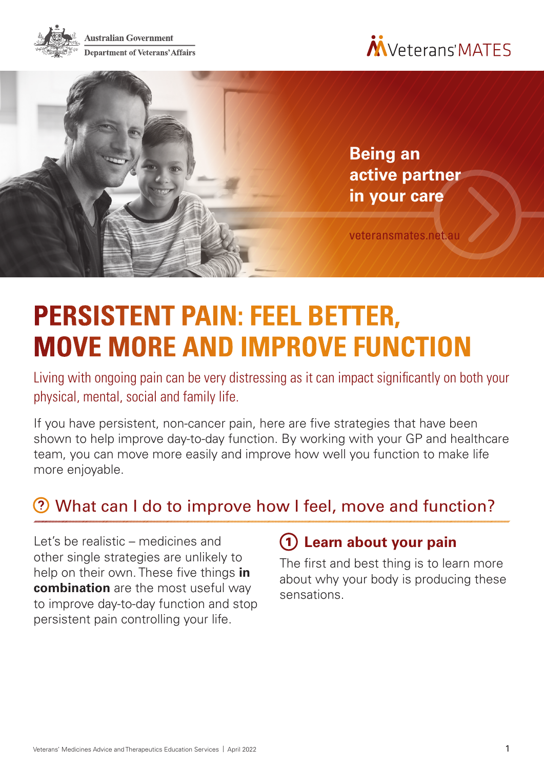Australian Government
Department of Veterans' Affairs

Veterans' MATES

Being an active partner in your care

veteransmates.net.au

# PERSISTENT PAIN: FEEL BETTER, MOVE MORE AND IMPROVE FUNCTION

Living with ongoing pain can be very distressing as it can impact significantly on both your physical, mental, social and family life.

If you have persistent, non-cancer pain, here are five strategies that have been shown to help improve day-to-day function. By working with your GP and healthcare team, you can move more easily and improve how well you function to make life more enjoyable.

## What can I do to improve how I feel, move and function?

Let's be realistic – medicines and other single strategies are unlikely to help on their own. These five things **in combination** are the most useful way to improve day-to-day function and stop persistent pain controlling your life.

### 1 Learn about your pain

The first and best thing is to learn more about why your body is producing these sensations.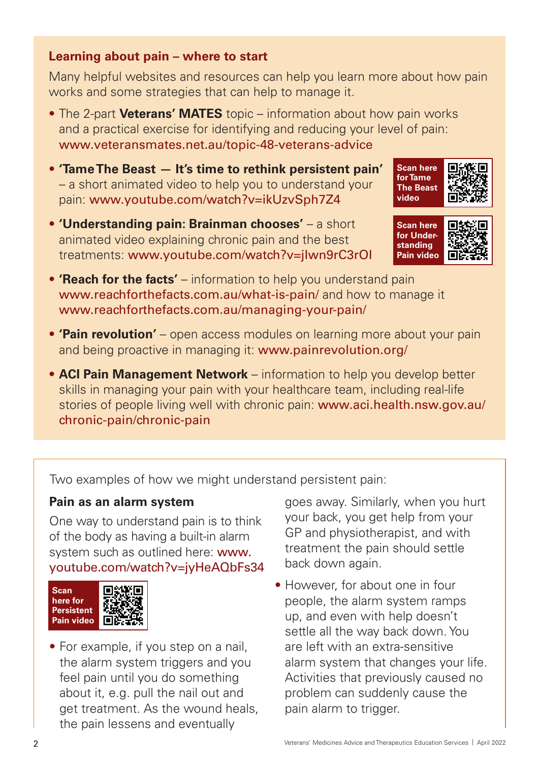## Learning about pain – where to start

Many helpful websites and resources can help you learn more about how pain works and some strategies that can help to manage it.

- The 2-part **Veterans' MATES** topic – information about how pain works and a practical exercise for identifying and reducing your level of pain: www.veteransmates.net.au/topic-48-veterans-advice
- **'Tame The Beast — It's time to rethink persistent pain'** – a short animated video to help you to understand your pain: www.youtube.com/watch?v=ikUzvSph7Z4

  Scan here for Tame The Beast video

- **'Understanding pain: Brainman chooses'** – a short animated video explaining chronic pain and the best treatments: www.youtube.com/watch?v=jIwn9rC3rOI

  Scan here for Understanding Pain video

- **'Reach for the facts'** – information to help you understand pain www.reachforthefacts.com.au/what-is-pain/ and how to manage it www.reachforthefacts.com.au/managing-your-pain/
- **'Pain revolution'** – open access modules on learning more about your pain and being proactive in managing it: www.painrevolution.org/
- **ACI Pain Management Network** – information to help you develop better skills in managing your pain with your healthcare team, including real-life stories of people living well with chronic pain: www.aci.health.nsw.gov.au/chronic-pain/chronic-pain

Two examples of how we might understand persistent pain:

### Pain as an alarm system

One way to understand pain is to think of the body as having a built-in alarm system such as outlined here: www.youtube.com/watch?v=jyHeAQbFs34

Scan here for Persistent Pain video

- For example, if you step on a nail, the alarm system triggers and you feel pain until you do something about it, e.g. pull the nail out and get treatment. As the wound heals, the pain lessens and eventually goes away. Similarly, when you hurt your back, you get help from your GP and physiotherapist, and with treatment the pain should settle back down again.
- However, for about one in four people, the alarm system ramps up, and even with help doesn't settle all the way back down. You are left with an extra-sensitive alarm system that changes your life. Activities that previously caused no problem can suddenly cause the pain alarm to trigger.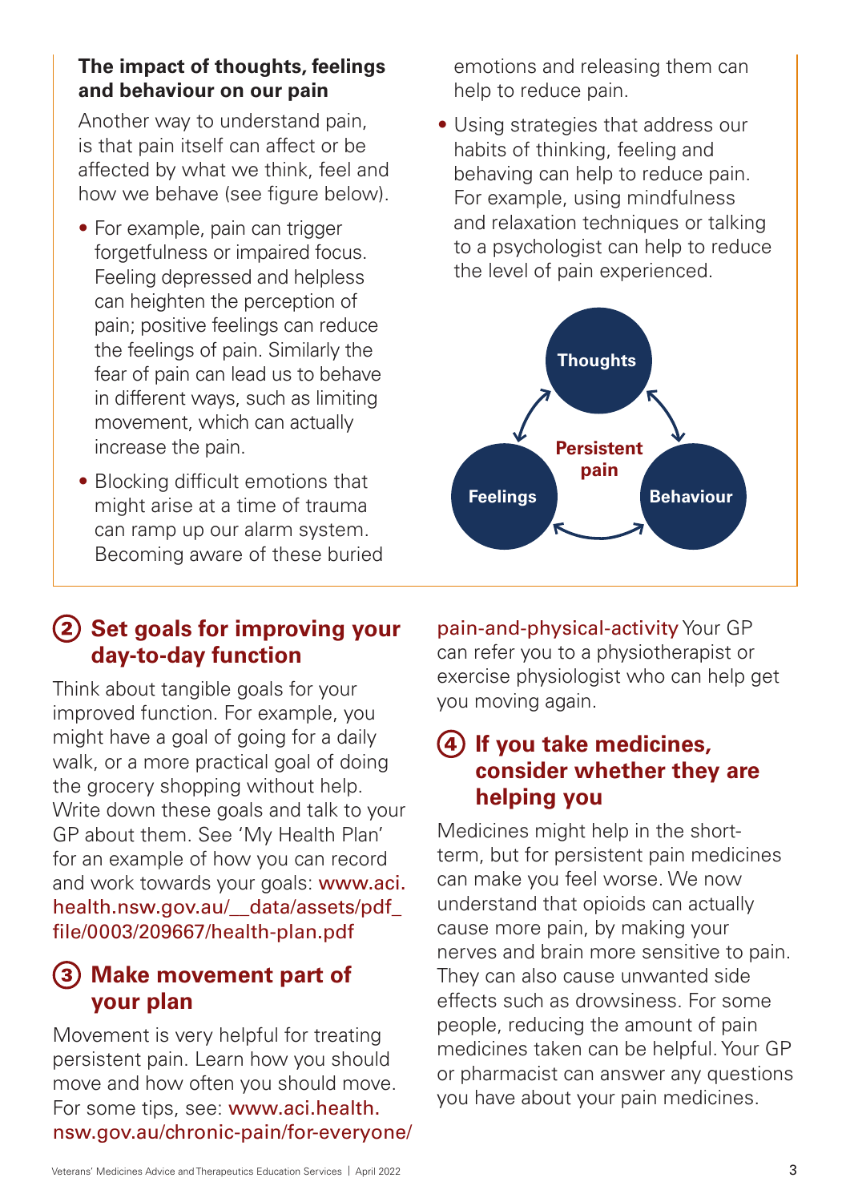### The impact of thoughts, feelings and behaviour on our pain

Another way to understand pain, is that pain itself can affect or be affected by what we think, feel and how we behave (see figure below).

- For example, pain can trigger forgetfulness or impaired focus. Feeling depressed and helpless can heighten the perception of pain; positive feelings can reduce the feelings of pain. Similarly the fear of pain can lead us to behave in different ways, such as limiting movement, which can actually increase the pain.
- Blocking difficult emotions that might arise at a time of trauma can ramp up our alarm system. Becoming aware of these buried emotions and releasing them can help to reduce pain.
- Using strategies that address our habits of thinking, feeling and behaving can help to reduce pain. For example, using mindfulness and relaxation techniques or talking to a psychologist can help to reduce the level of pain experienced.

Thoughts

Persistent pain

Feelings

Behaviour

## 2 Set goals for improving your day-to-day function

Think about tangible goals for your improved function. For example, you might have a goal of going for a daily walk, or a more practical goal of doing the grocery shopping without help. Write down these goals and talk to your GP about them. See 'My Health Plan' for an example of how you can record and work towards your goals: www.aci.health.nsw.gov.au/__data/assets/pdf_file/0003/209667/health-plan.pdf

## 3 Make movement part of your plan

Movement is very helpful for treating persistent pain. Learn how you should move and how often you should move. For some tips, see: www.aci.health.nsw.gov.au/chronic-pain/for-everyone/pain-and-physical-activity Your GP can refer you to a physiotherapist or exercise physiologist who can help get you moving again.

## 4 If you take medicines, consider whether they are helping you

Medicines might help in the short-term, but for persistent pain medicines can make you feel worse. We now understand that opioids can actually cause more pain, by making your nerves and brain more sensitive to pain. They can also cause unwanted side effects such as drowsiness. For some people, reducing the amount of pain medicines taken can be helpful. Your GP or pharmacist can answer any questions you have about your pain medicines.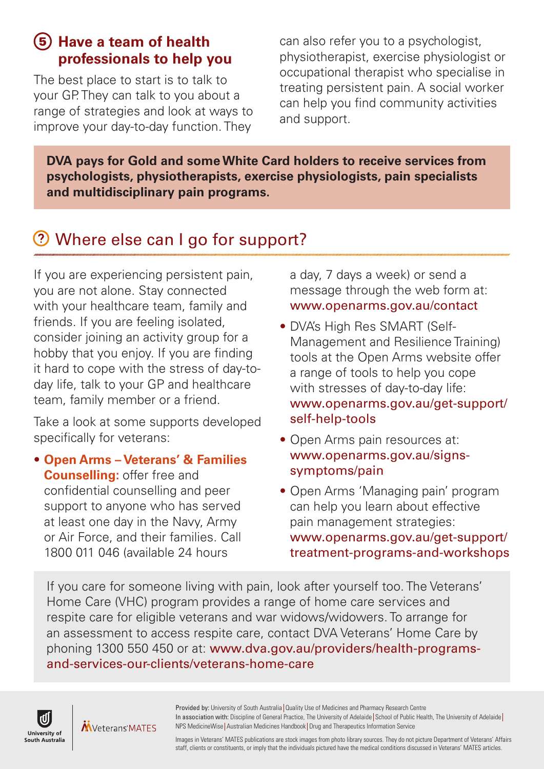## ⑤ Have a team of health professionals to help you

The best place to start is to talk to your GP. They can talk to you about a range of strategies and look at ways to improve your day-to-day function. They can also refer you to a psychologist, physiotherapist, exercise physiologist or occupational therapist who specialise in treating persistent pain. A social worker can help you find community activities and support.

**DVA pays for Gold and some White Card holders to receive services from psychologists, physiotherapists, exercise physiologists, pain specialists and multidisciplinary pain programs.**

## Where else can I go for support?

If you are experiencing persistent pain, you are not alone. Stay connected with your healthcare team, family and friends. If you are feeling isolated, consider joining an activity group for a hobby that you enjoy. If you are finding it hard to cope with the stress of day-to-day life, talk to your GP and healthcare team, family member or a friend.

Take a look at some supports developed specifically for veterans:

- **Open Arms – Veterans' & Families Counselling:** offer free and confidential counselling and peer support to anyone who has served at least one day in the Navy, Army or Air Force, and their families. Call 1800 011 046 (available 24 hours a day, 7 days a week) or send a message through the web form at: www.openarms.gov.au/contact
- DVA's High Res SMART (Self-Management and Resilience Training) tools at the Open Arms website offer a range of tools to help you cope with stresses of day-to-day life: www.openarms.gov.au/get-support/self-help-tools
- Open Arms pain resources at: www.openarms.gov.au/signs-symptoms/pain
- Open Arms 'Managing pain' program can help you learn about effective pain management strategies: www.openarms.gov.au/get-support/treatment-programs-and-workshops

If you care for someone living with pain, look after yourself too. The Veterans' Home Care (VHC) program provides a range of home care services and respite care for eligible veterans and war widows/widowers. To arrange for an assessment to access respite care, contact DVA Veterans' Home Care by phoning 1300 550 450 or at: www.dva.gov.au/providers/health-programs-and-services-our-clients/veterans-home-care

University of South Australia | Veterans' MATES

**Provided by:** University of South Australia | Quality Use of Medicines and Pharmacy Research Centre
**In association with:** Discipline of General Practice, The University of Adelaide | School of Public Health, The University of Adelaide | NPS MedicineWise | Australian Medicines Handbook | Drug and Therapeutics Information Service

Images in Veterans' MATES publications are stock images from photo library sources. They do not picture Department of Veterans' Affairs staff, clients or constituents, or imply that the individuals pictured have the medical conditions discussed in Veterans' MATES articles.